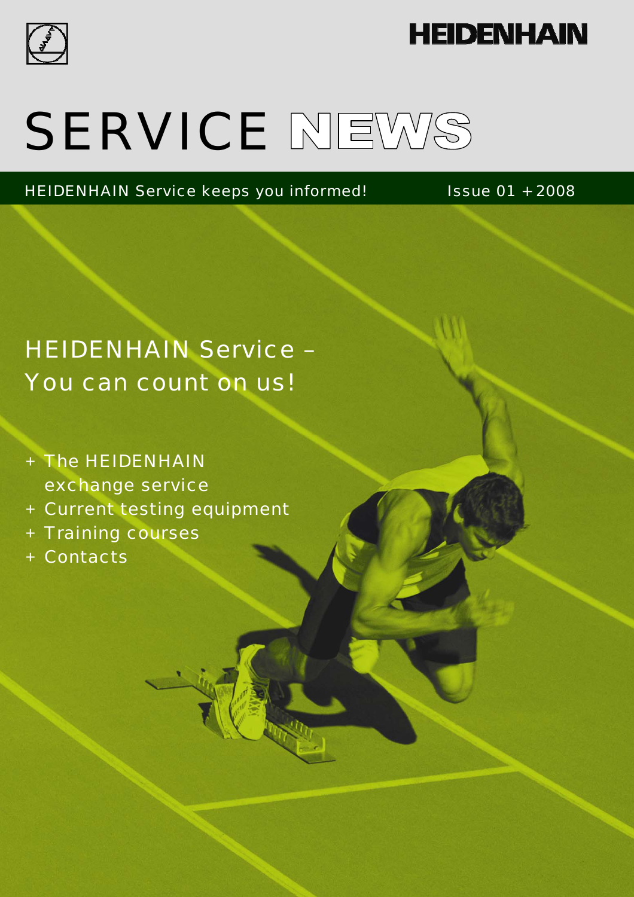HEIDENHAIN

# SERVICE NEWS

HEIDENHAIN Service keeps you informed!

Issue 01 + 2008

## HEIDENHAIN Service – You can count on us!

+ The HEIDENHAIN exchange service
+ Current testing equipment
+ Training courses
+ Contacts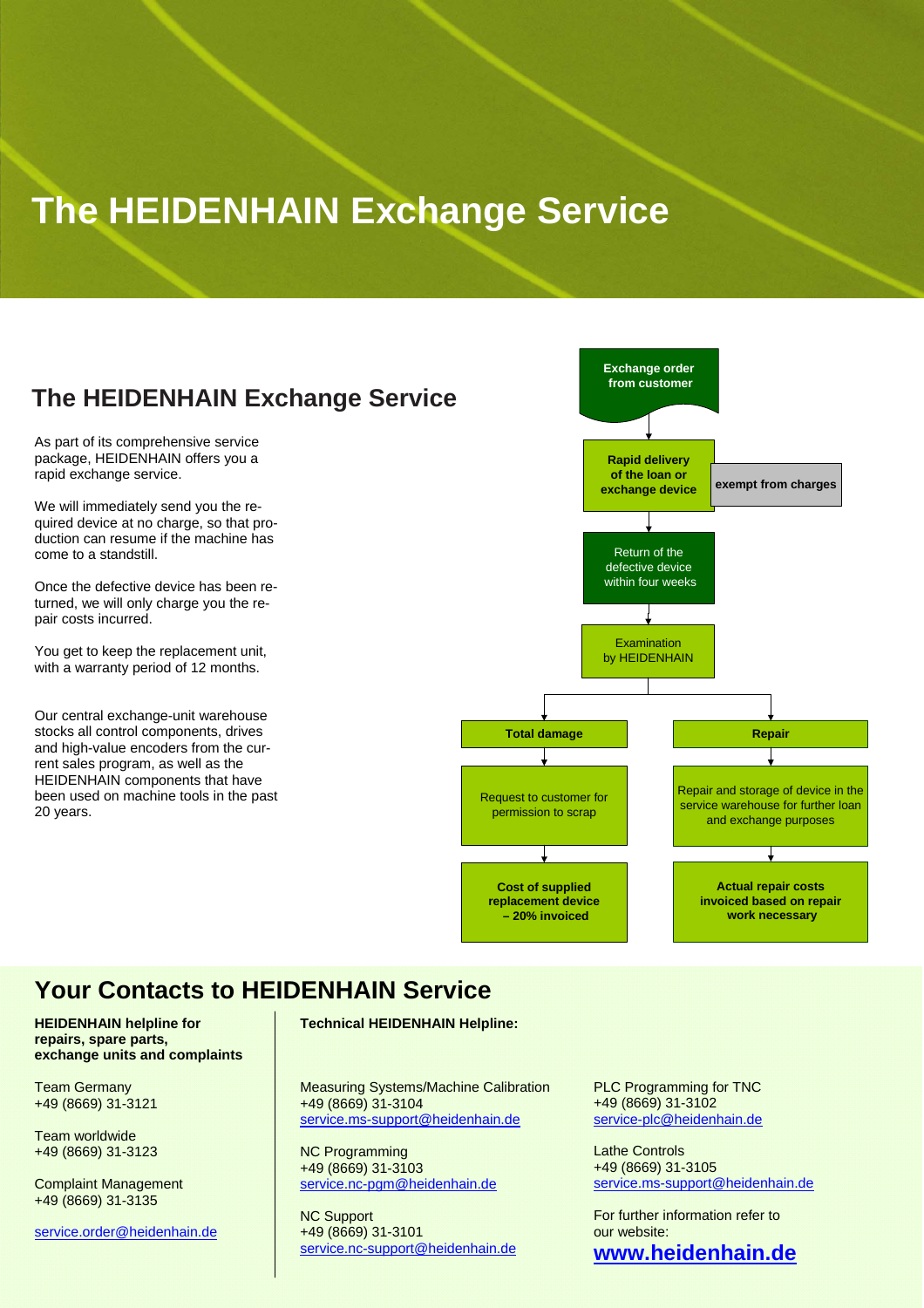# The HEIDENHAIN Exchange Service

## The HEIDENHAIN Exchange Service

As part of its comprehensive service package, HEIDENHAIN offers you a rapid exchange service.

We will immediately send you the required device at no charge, so that production can resume if the machine has come to a standstill.

Once the defective device has been returned, we will only charge you the repair costs incurred.

You get to keep the replacement unit, with a warranty period of 12 months.

Our central exchange-unit warehouse stocks all control components, drives and high-value encoders from the current sales program, as well as the HEIDENHAIN components that have been used on machine tools in the past 20 years.

**Exchange order from customer**

↓

**Rapid delivery of the loan or exchange device** — **exempt from charges**

↓

Return of the defective device within four weeks

↓

Examination by HEIDENHAIN

↓

- **Total damage**
  - Request to customer for permission to scrap
  - **Cost of supplied replacement device – 20% invoiced**
- **Repair**
  - Repair and storage of device in the service warehouse for further loan and exchange purposes
  - **Actual repair costs invoiced based on repair work necessary**

## Your Contacts to HEIDENHAIN Service

**HEIDENHAIN helpline for repairs, spare parts, exchange units and complaints**

Team Germany
+49 (8669) 31-3121

Team worldwide
+49 (8669) 31-3123

Complaint Management
+49 (8669) 31-3135

service.order@heidenhain.de

**Technical HEIDENHAIN Helpline:**

Measuring Systems/Machine Calibration
+49 (8669) 31-3104
service.ms-support@heidenhain.de

NC Programming
+49 (8669) 31-3103
service.nc-pgm@heidenhain.de

NC Support
+49 (8669) 31-3101
service.nc-support@heidenhain.de

PLC Programming for TNC
+49 (8669) 31-3102
service-plc@heidenhain.de

Lathe Controls
+49 (8669) 31-3105
service.ms-support@heidenhain.de

For further information refer to our website:
**www.heidenhain.de**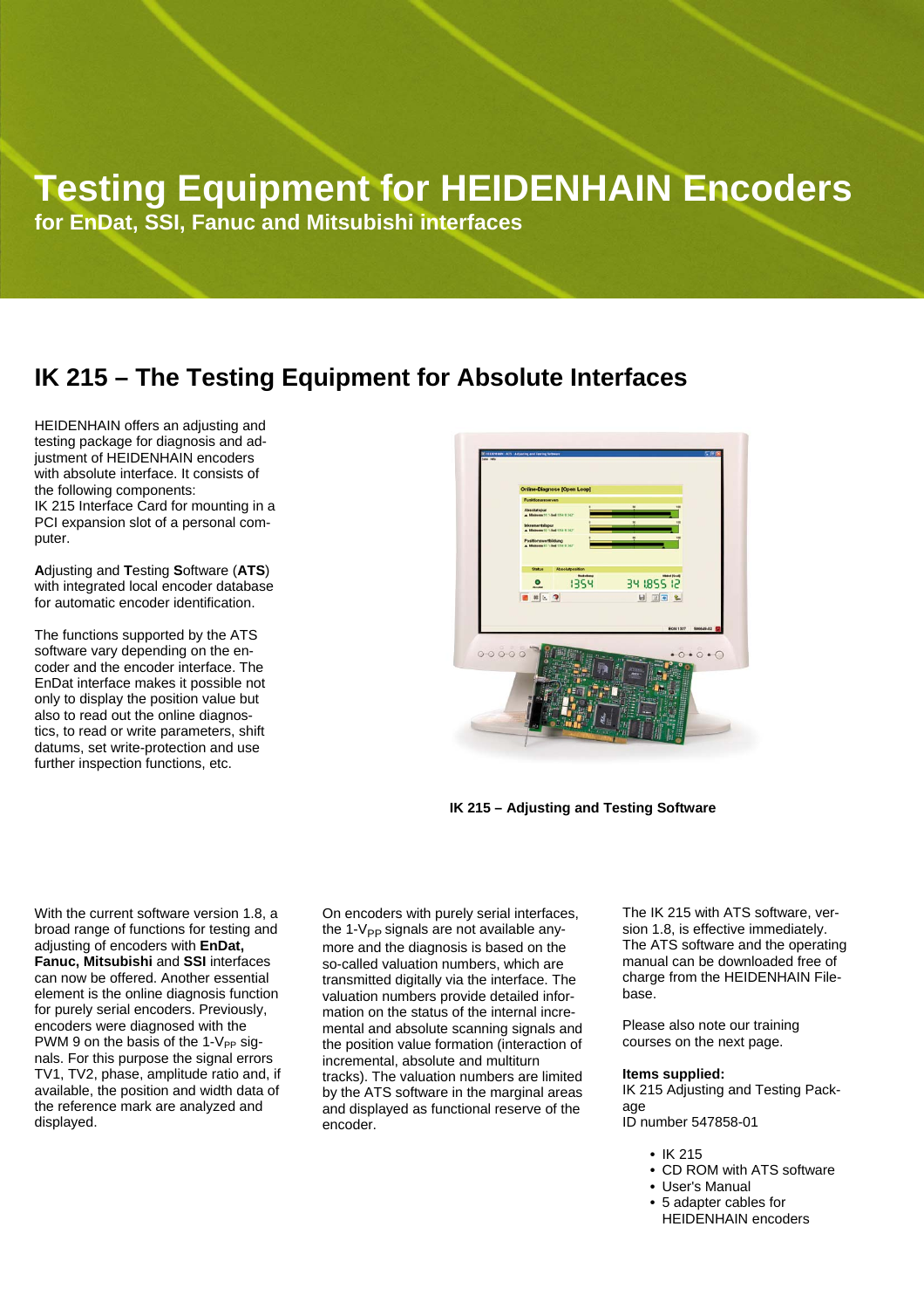# Testing Equipment for HEIDENHAIN Encoders

**for EnDat, SSI, Fanuc and Mitsubishi interfaces**

## IK 215 – The Testing Equipment for Absolute Interfaces

HEIDENHAIN offers an adjusting and testing package for diagnosis and adjustment of HEIDENHAIN encoders with absolute interface. It consists of the following components:
IK 215 Interface Card for mounting in a PCI expansion slot of a personal computer.

**A**djusting and **T**esting **S**oftware (**ATS**) with integrated local encoder database for automatic encoder identification.

The functions supported by the ATS software vary depending on the encoder and the encoder interface. The EnDat interface makes it possible not only to display the position value but also to read out the online diagnostics, to read or write parameters, shift datums, set write-protection and use further inspection functions, etc.

**IK 215 – Adjusting and Testing Software**

With the current software version 1.8, a broad range of functions for testing and adjusting of encoders with **EnDat, Fanuc, Mitsubishi** and **SSI** interfaces can now be offered. Another essential element is the online diagnosis function for purely serial encoders. Previously, encoders were diagnosed with the PWM 9 on the basis of the 1-$V_{PP}$ signals. For this purpose the signal errors TV1, TV2, phase, amplitude ratio and, if available, the position and width data of the reference mark are analyzed and displayed.

On encoders with purely serial interfaces, the 1-$V_{PP}$ signals are not available anymore and the diagnosis is based on the so-called valuation numbers, which are transmitted digitally via the interface. The valuation numbers provide detailed information on the status of the internal incremental and absolute scanning signals and the position value formation (interaction of incremental, absolute and multiturn tracks). The valuation numbers are limited by the ATS software in the marginal areas and displayed as functional reserve of the encoder.

The IK 215 with ATS software, version 1.8, is effective immediately. The ATS software and the operating manual can be downloaded free of charge from the HEIDENHAIN Filebase.

Please also note our training courses on the next page.

**Items supplied:**
IK 215 Adjusting and Testing Package
ID number 547858-01

- IK 215
- CD ROM with ATS software
- User's Manual
- 5 adapter cables for HEIDENHAIN encoders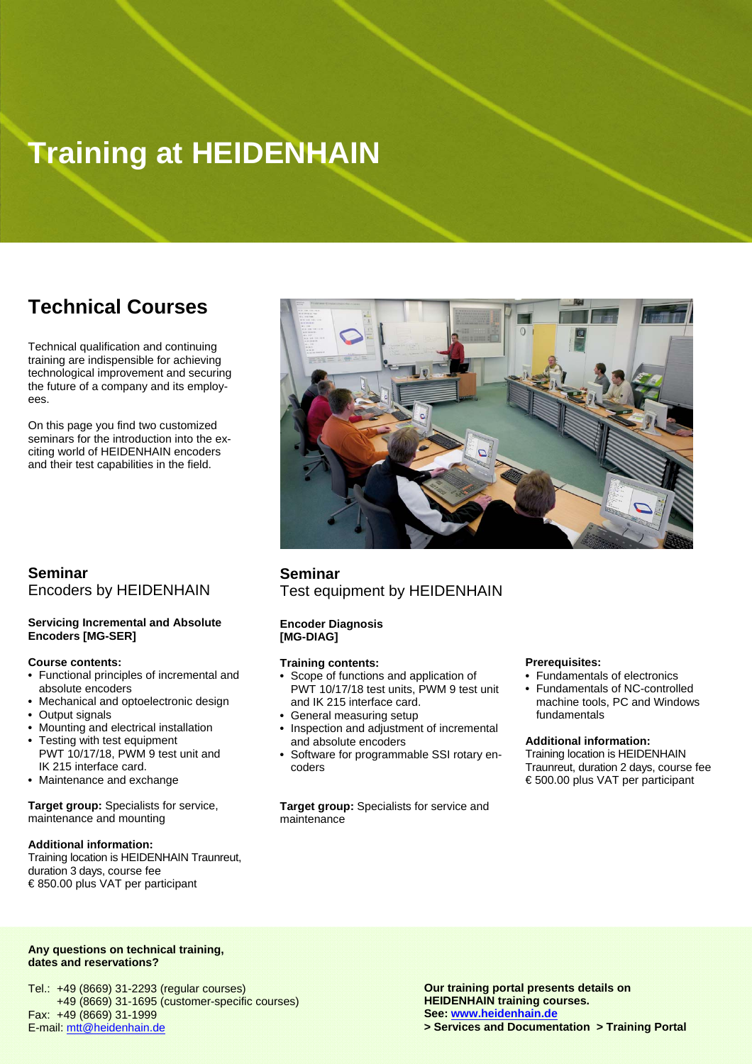# Training at HEIDENHAIN

## Technical Courses

Technical qualification and continuing training are indispensible for achieving technological improvement and securing the future of a company and its employees.

On this page you find two customized seminars for the introduction into the exciting world of HEIDENHAIN encoders and their test capabilities in the field.

## Seminar
Encoders by HEIDENHAIN

**Servicing Incremental and Absolute Encoders [MG-SER]**

**Course contents:**
- Functional principles of incremental and absolute encoders
- Mechanical and optoelectronic design
- Output signals
- Mounting and electrical installation
- Testing with test equipment PWT 10/17/18, PWM 9 test unit and IK 215 interface card.
- Maintenance and exchange

**Target group:** Specialists for service, maintenance and mounting

**Additional information:**
Training location is HEIDENHAIN Traunreut, duration 3 days, course fee € 850.00 plus VAT per participant

## Seminar
Test equipment by HEIDENHAIN

**Encoder Diagnosis [MG-DIAG]**

**Training contents:**
- Scope of functions and application of PWT 10/17/18 test units, PWM 9 test unit and IK 215 interface card.
- General measuring setup
- Inspection and adjustment of incremental and absolute encoders
- Software for programmable SSI rotary encoders

**Target group:** Specialists for service and maintenance

**Prerequisites:**
- Fundamentals of electronics
- Fundamentals of NC-controlled machine tools, PC and Windows fundamentals

**Additional information:**
Training location is HEIDENHAIN Traunreut, duration 2 days, course fee € 500.00 plus VAT per participant

**Any questions on technical training, dates and reservations?**

Tel.: +49 (8669) 31-2293 (regular courses)
+49 (8669) 31-1695 (customer-specific courses)
Fax: +49 (8669) 31-1999
E-mail: mtt@heidenhain.de

**Our training portal presents details on HEIDENHAIN training courses.**
**See: www.heidenhain.de**
**> Services and Documentation > Training Portal**